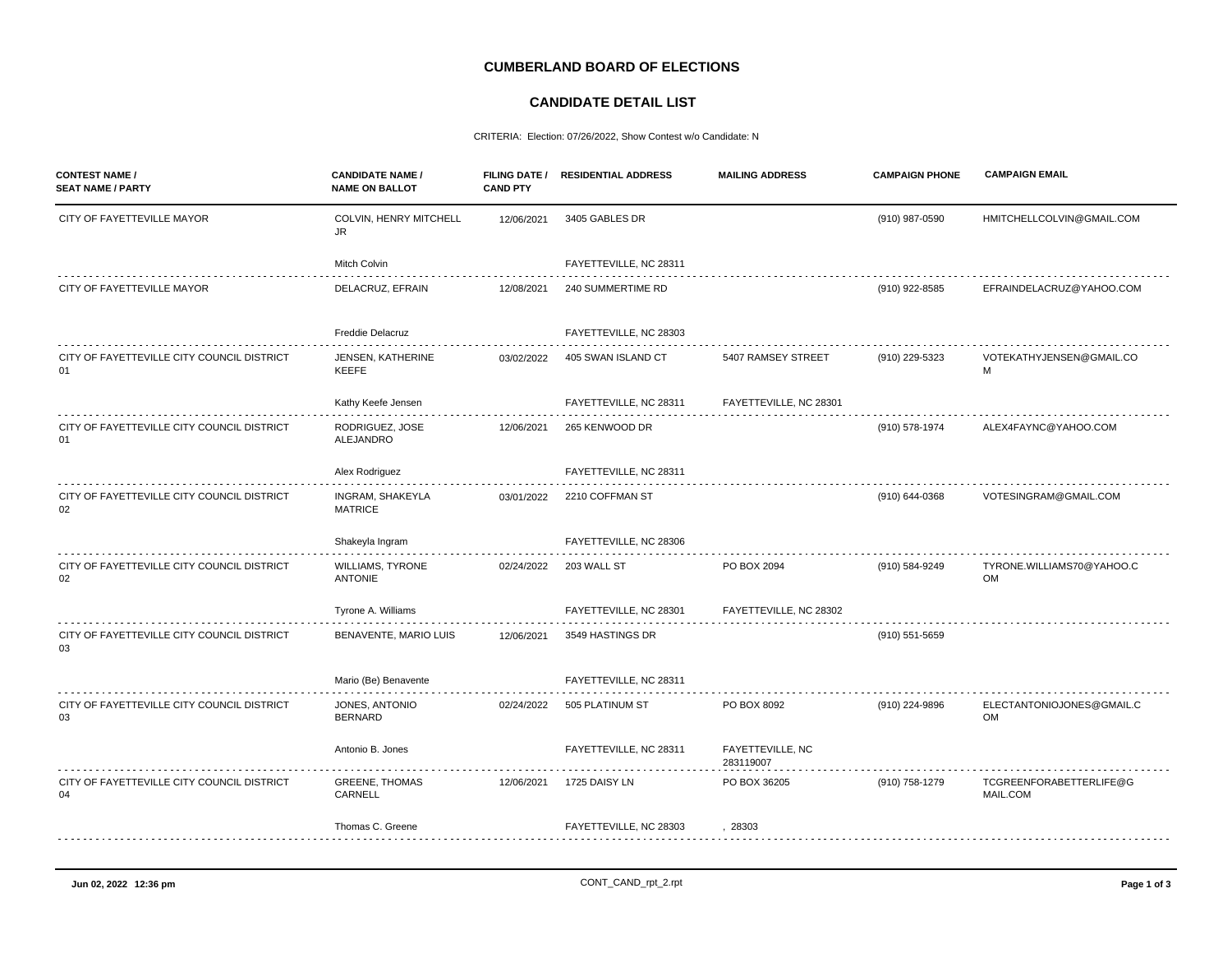# CUMBERLAND BOARD OF ELECTIONS

## CANDIDATE DETAIL LIST

CRITERIA: Election: 07/26/2022, Show Contest w/o Candidate: N

| CONTEST NAME / SEAT NAME / PARTY | CANDIDATE NAME / NAME ON BALLOT | FILING DATE / CAND PTY | RESIDENTIAL ADDRESS | MAILING ADDRESS | CAMPAIGN PHONE | CAMPAIGN EMAIL |
|---|---|---|---|---|---|---|
| CITY OF FAYETTEVILLE MAYOR | COLVIN, HENRY MITCHELL JR | 12/06/2021 | 3405 GABLES DR | | (910) 987-0590 | HMITCHELLCOLVIN@GMAIL.COM |
| | Mitch Colvin | | FAYETTEVILLE, NC 28311 | | | |
| CITY OF FAYETTEVILLE MAYOR | DELACRUZ, EFRAIN | 12/08/2021 | 240 SUMMERTIME RD | | (910) 922-8585 | EFRAINDELACRUZ@YAHOO.COM |
| | Freddie Delacruz | | FAYETTEVILLE, NC 28303 | | | |
| CITY OF FAYETTEVILLE CITY COUNCIL DISTRICT 01 | JENSEN, KATHERINE KEEFE | 03/02/2022 | 405 SWAN ISLAND CT | 5407 RAMSEY STREET | (910) 229-5323 | VOTEKATHYJENSEN@GMAIL.COM |
| | Kathy Keefe Jensen | | FAYETTEVILLE, NC 28311 | FAYETTEVILLE, NC 28301 | | |
| CITY OF FAYETTEVILLE CITY COUNCIL DISTRICT 01 | RODRIGUEZ, JOSE ALEJANDRO | 12/06/2021 | 265 KENWOOD DR | | (910) 578-1974 | ALEX4FAYNC@YAHOO.COM |
| | Alex Rodriguez | | FAYETTEVILLE, NC 28311 | | | |
| CITY OF FAYETTEVILLE CITY COUNCIL DISTRICT 02 | INGRAM, SHAKEYLA MATRICE | 03/01/2022 | 2210 COFFMAN ST | | (910) 644-0368 | VOTESINGRAM@GMAIL.COM |
| | Shakeyla Ingram | | FAYETTEVILLE, NC 28306 | | | |
| CITY OF FAYETTEVILLE CITY COUNCIL DISTRICT 02 | WILLIAMS, TYRONE ANTONIE | 02/24/2022 | 203 WALL ST | PO BOX 2094 | (910) 584-9249 | TYRONE.WILLIAMS70@YAHOO.COM |
| | Tyrone A. Williams | | FAYETTEVILLE, NC 28301 | FAYETTEVILLE, NC 28302 | | |
| CITY OF FAYETTEVILLE CITY COUNCIL DISTRICT 03 | BENAVENTE, MARIO LUIS | 12/06/2021 | 3549 HASTINGS DR | | (910) 551-5659 | |
| | Mario (Be) Benavente | | FAYETTEVILLE, NC 28311 | | | |
| CITY OF FAYETTEVILLE CITY COUNCIL DISTRICT 03 | JONES, ANTONIO BERNARD | 02/24/2022 | 505 PLATINUM ST | PO BOX 8092 | (910) 224-9896 | ELECTANTONIOJONES@GMAIL.COM |
| | Antonio B. Jones | | FAYETTEVILLE, NC 28311 | FAYETTEVILLE, NC 283119007 | | |
| CITY OF FAYETTEVILLE CITY COUNCIL DISTRICT 04 | GREENE, THOMAS CARNELL | 12/06/2021 | 1725 DAISY LN | PO BOX 36205 | (910) 758-1279 | TCGREENFORABETTERLIFE@GMAIL.COM |
| | Thomas C. Greene | | FAYETTEVILLE, NC 28303 | , 28303 | | |

Jun 02, 2022 12:36 pm CONT_CAND_rpt_2.rpt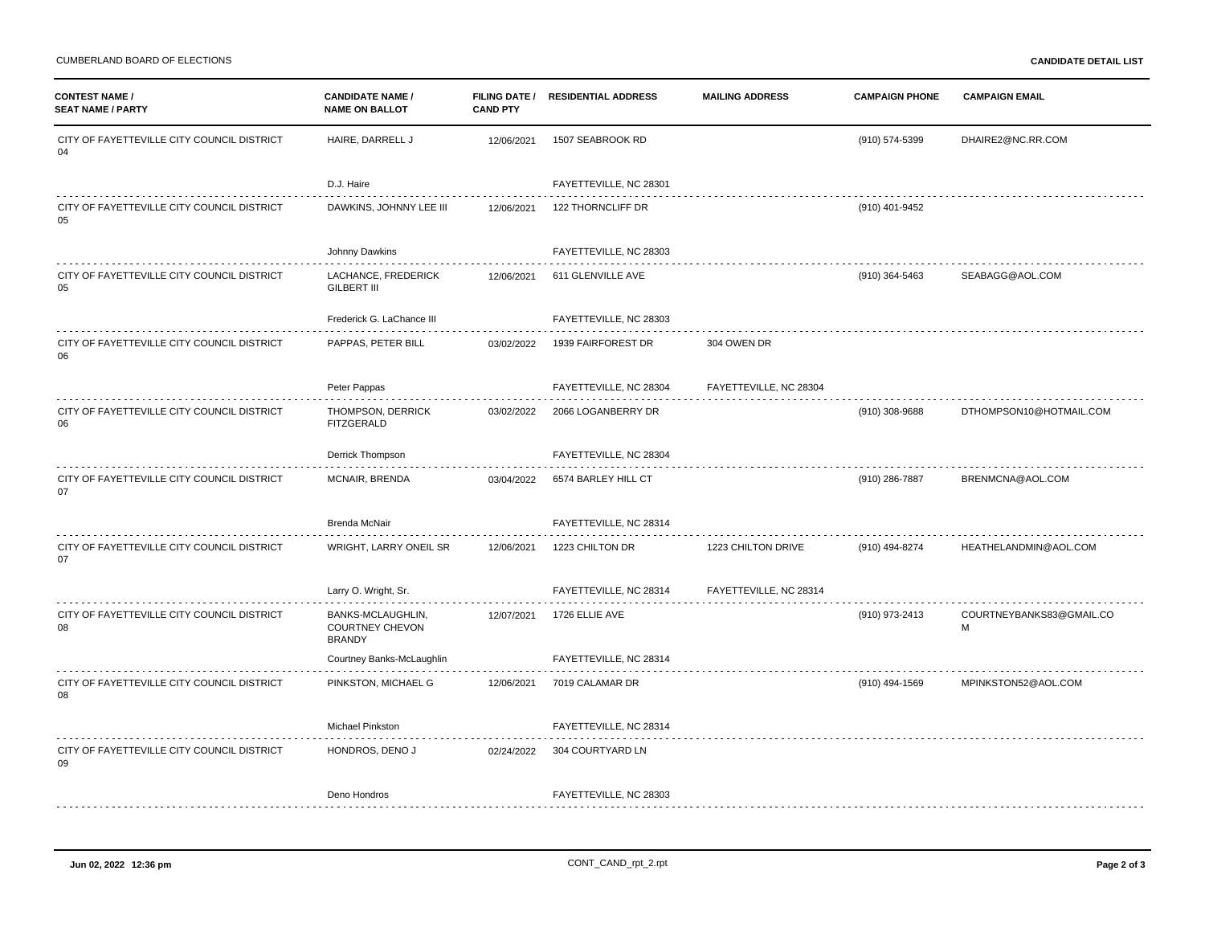| CONTEST NAME / SEAT NAME / PARTY | CANDIDATE NAME / NAME ON BALLOT | FILING DATE / CAND PTY | RESIDENTIAL ADDRESS | MAILING ADDRESS | CAMPAIGN PHONE | CAMPAIGN EMAIL |
|---|---|---|---|---|---|---|
| CITY OF FAYETTEVILLE CITY COUNCIL DISTRICT 04 | HAIRE, DARRELL J<br>D.J. Haire | 12/06/2021 | 1507 SEABROOK RD<br>FAYETTEVILLE, NC 28301 | | (910) 574-5399 | DHAIRE2@NC.RR.COM |
| CITY OF FAYETTEVILLE CITY COUNCIL DISTRICT 05 | DAWKINS, JOHNNY LEE III<br>Johnny Dawkins | 12/06/2021 | 122 THORNCLIFF DR<br>FAYETTEVILLE, NC 28303 | | (910) 401-9452 | |
| CITY OF FAYETTEVILLE CITY COUNCIL DISTRICT 05 | LACHANCE, FREDERICK GILBERT III<br>Frederick G. LaChance III | 12/06/2021 | 611 GLENVILLE AVE<br>FAYETTEVILLE, NC 28303 | | (910) 364-5463 | SEABAGG@AOL.COM |
| CITY OF FAYETTEVILLE CITY COUNCIL DISTRICT 06 | PAPPAS, PETER BILL<br>Peter Pappas | 03/02/2022 | 1939 FAIRFOREST DR<br>FAYETTEVILLE, NC 28304 | 304 OWEN DR<br>FAYETTEVILLE, NC 28304 | | |
| CITY OF FAYETTEVILLE CITY COUNCIL DISTRICT 06 | THOMPSON, DERRICK FITZGERALD<br>Derrick Thompson | 03/02/2022 | 2066 LOGANBERRY DR<br>FAYETTEVILLE, NC 28304 | | (910) 308-9688 | DTHOMPSON10@HOTMAIL.COM |
| CITY OF FAYETTEVILLE CITY COUNCIL DISTRICT 07 | MCNAIR, BRENDA<br>Brenda McNair | 03/04/2022 | 6574 BARLEY HILL CT<br>FAYETTEVILLE, NC 28314 | | (910) 286-7887 | BRENMCNA@AOL.COM |
| CITY OF FAYETTEVILLE CITY COUNCIL DISTRICT 07 | WRIGHT, LARRY ONEIL SR<br>Larry O. Wright, Sr. | 12/06/2021 | 1223 CHILTON DR<br>FAYETTEVILLE, NC 28314 | 1223 CHILTON DRIVE<br>FAYETTEVILLE, NC 28314 | (910) 494-8274 | HEATHELANDMIN@AOL.COM |
| CITY OF FAYETTEVILLE CITY COUNCIL DISTRICT 08 | BANKS-MCLAUGHLIN, COURTNEY CHEVON BRANDY<br>Courtney Banks-McLaughlin | 12/07/2021 | 1726 ELLIE AVE<br>FAYETTEVILLE, NC 28314 | | (910) 973-2413 | COURTNEYBANKS83@GMAIL.COM |
| CITY OF FAYETTEVILLE CITY COUNCIL DISTRICT 08 | PINKSTON, MICHAEL G<br>Michael Pinkston | 12/06/2021 | 7019 CALAMAR DR<br>FAYETTEVILLE, NC 28314 | | (910) 494-1569 | MPINKSTON52@AOL.COM |
| CITY OF FAYETTEVILLE CITY COUNCIL DISTRICT 09 | HONDROS, DENO J<br>Deno Hondros | 02/24/2022 | 304 COURTYARD LN<br>FAYETTEVILLE, NC 28303 | | | |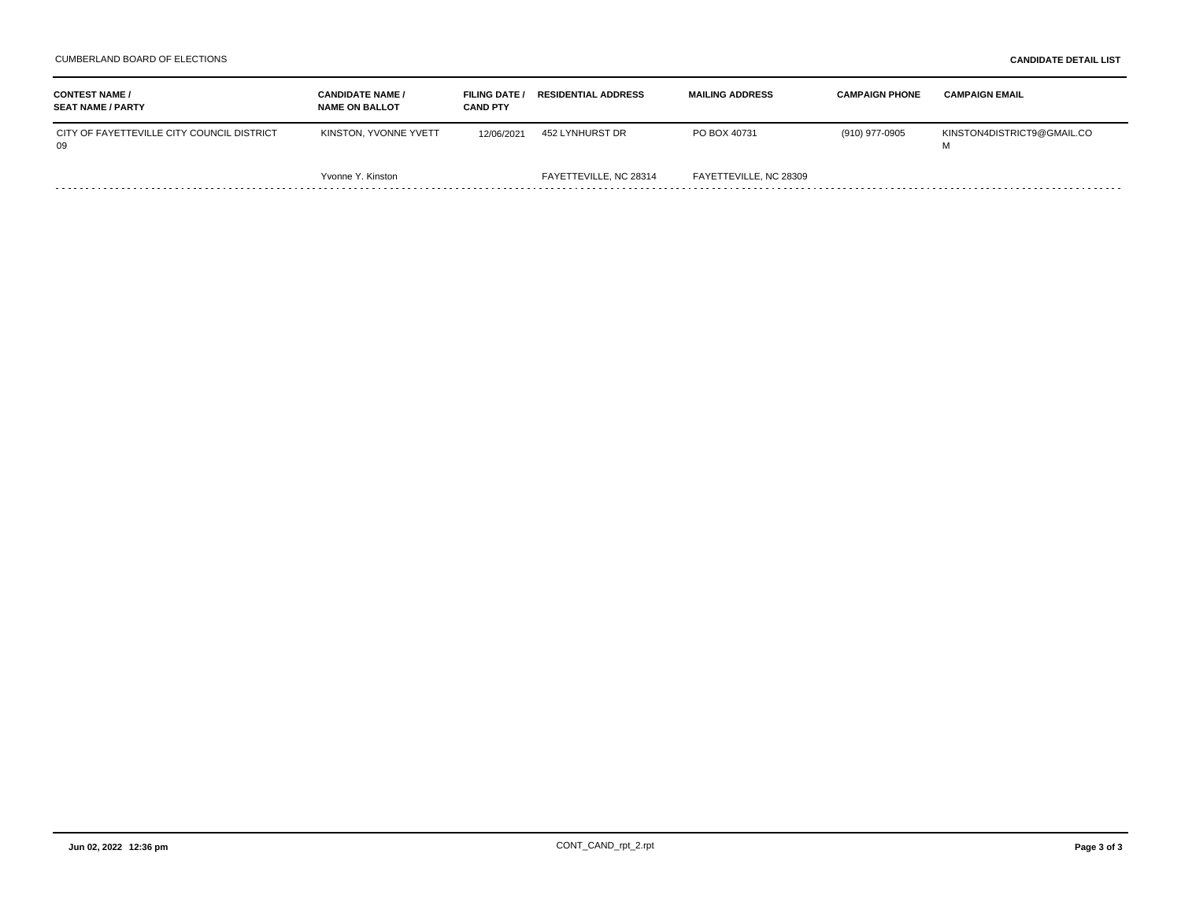| CONTEST NAME / SEAT NAME / PARTY | CANDIDATE NAME / NAME ON BALLOT | FILING DATE / CAND PTY | RESIDENTIAL ADDRESS | MAILING ADDRESS | CAMPAIGN PHONE | CAMPAIGN EMAIL |
|---|---|---|---|---|---|---|
| CITY OF FAYETTEVILLE CITY COUNCIL DISTRICT 09 | KINSTON, YVONNE YVETT<br>Yvonne Y. Kinston | 12/06/2021 | 452 LYNHURST DR<br>FAYETTEVILLE, NC 28314 | PO BOX 40731<br>FAYETTEVILLE, NC 28309 | (910) 977-0905 | KINSTON4DISTRICT9@GMAIL.COM |